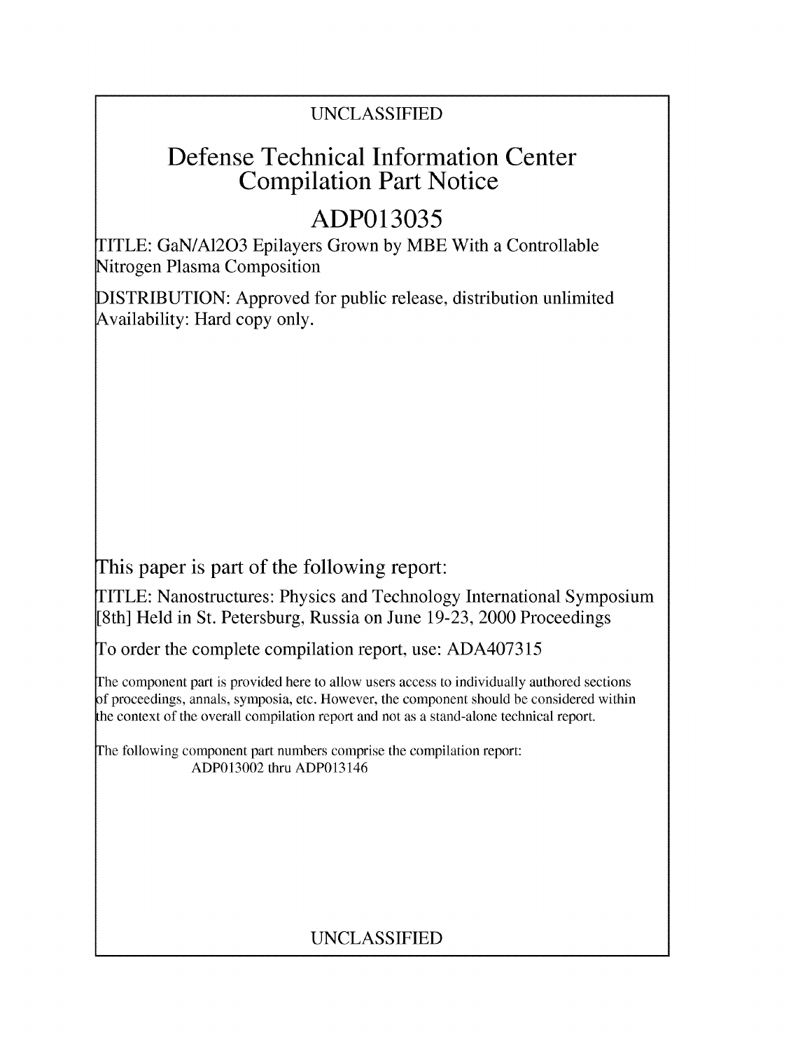UNCLASSIFIED

# Defense Technical Information Center Compilation Part Notice

## ADP013035

TITLE: GaN/Al2O3 Epilayers Grown by MBE With a Controllable Nitrogen Plasma Composition

DISTRIBUTION: Approved for public release, distribution unlimited
Availability: Hard copy only.

This paper is part of the following report:

TITLE: Nanostructures: Physics and Technology International Symposium [8th] Held in St. Petersburg, Russia on June 19-23, 2000 Proceedings

To order the complete compilation report, use: ADA407315

The component part is provided here to allow users access to individually authored sections of proceedings, annals, symposia, etc. However, the component should be considered within the context of the overall compilation report and not as a stand-alone technical report.

The following component part numbers comprise the compilation report:
ADP013002 thru ADP013146

UNCLASSIFIED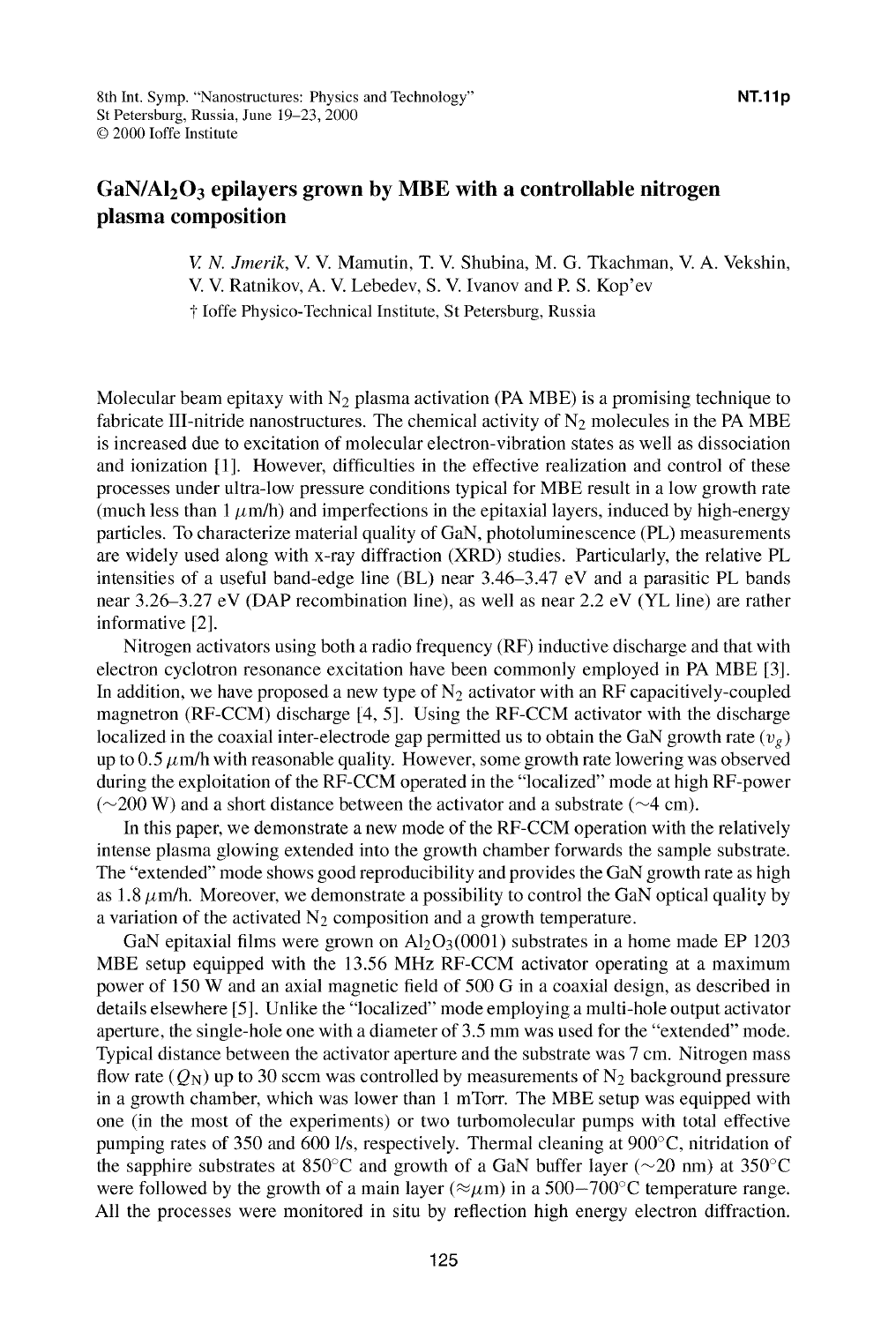# $GaN/Al_2O_3$ epilayers grown by MBE with a controllable nitrogen plasma composition

*V. N. Jmerik*, V. V. Mamutin, T. V. Shubina, M. G. Tkachman, V. A. Vekshin, V. V. Ratnikov, A. V. Lebedev, S. V. Ivanov and P. S. Kop'ev

† Ioffe Physico-Technical Institute, St Petersburg, Russia

Molecular beam epitaxy with $N_2$ plasma activation (PA MBE) is a promising technique to fabricate III-nitride nanostructures. The chemical activity of $N_2$ molecules in the PA MBE is increased due to excitation of molecular electron-vibration states as well as dissociation and ionization [1]. However, difficulties in the effective realization and control of these processes under ultra-low pressure conditions typical for MBE result in a low growth rate (much less than 1 $\mu$m/h) and imperfections in the epitaxial layers, induced by high-energy particles. To characterize material quality of GaN, photoluminescence (PL) measurements are widely used along with x-ray diffraction (XRD) studies. Particularly, the relative PL intensities of a useful band-edge line (BL) near 3.46–3.47 eV and a parasitic PL bands near 3.26–3.27 eV (DAP recombination line), as well as near 2.2 eV (YL line) are rather informative [2].

Nitrogen activators using both a radio frequency (RF) inductive discharge and that with electron cyclotron resonance excitation have been commonly employed in PA MBE [3]. In addition, we have proposed a new type of $N_2$ activator with an RF capacitively-coupled magnetron (RF-CCM) discharge [4, 5]. Using the RF-CCM activator with the discharge localized in the coaxial inter-electrode gap permitted us to obtain the GaN growth rate ($v_g$) up to 0.5 $\mu$m/h with reasonable quality. However, some growth rate lowering was observed during the exploitation of the RF-CCM operated in the "localized" mode at high RF-power ($\sim$200 W) and a short distance between the activator and a substrate ($\sim$4 cm).

In this paper, we demonstrate a new mode of the RF-CCM operation with the relatively intense plasma glowing extended into the growth chamber forwards the sample substrate. The "extended" mode shows good reproducibility and provides the GaN growth rate as high as 1.8 $\mu$m/h. Moreover, we demonstrate a possibility to control the GaN optical quality by a variation of the activated $N_2$ composition and a growth temperature.

GaN epitaxial films were grown on $Al_2O_3$(0001) substrates in a home made EP 1203 MBE setup equipped with the 13.56 MHz RF-CCM activator operating at a maximum power of 150 W and an axial magnetic field of 500 G in a coaxial design, as described in details elsewhere [5]. Unlike the "localized" mode employing a multi-hole output activator aperture, the single-hole one with a diameter of 3.5 mm was used for the "extended" mode. Typical distance between the activator aperture and the substrate was 7 cm. Nitrogen mass flow rate ($Q_N$) up to 30 sccm was controlled by measurements of $N_2$ background pressure in a growth chamber, which was lower than 1 mTorr. The MBE setup was equipped with one (in the most of the experiments) or two turbomolecular pumps with total effective pumping rates of 350 and 600 l/s, respectively. Thermal cleaning at 900°C, nitridation of the sapphire substrates at 850°C and growth of a GaN buffer layer ($\sim$20 nm) at 350°C were followed by the growth of a main layer ($\approx\mu$m) in a 500–700°C temperature range. All the processes were monitored in situ by reflection high energy electron diffraction.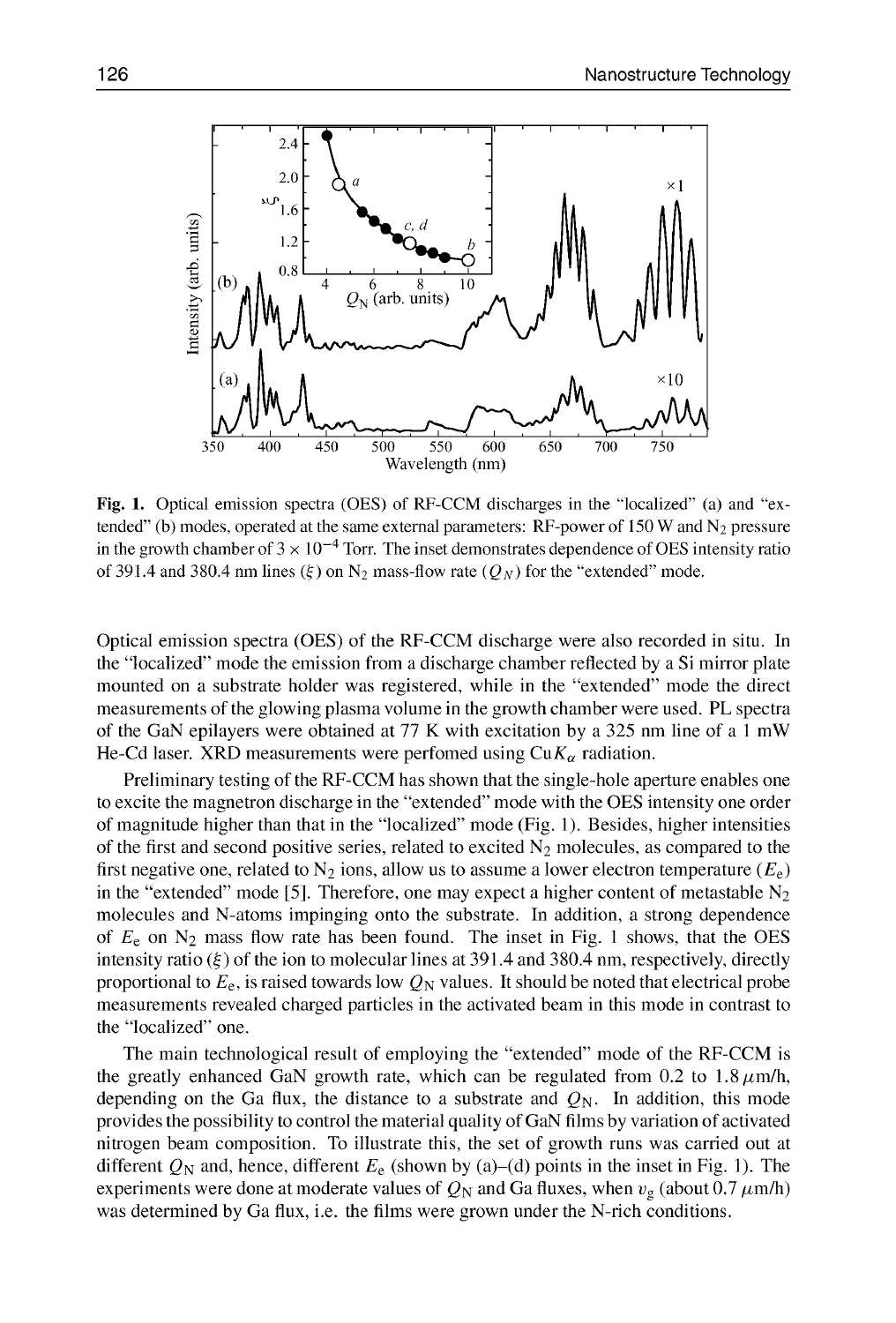**Fig. 1.** Optical emission spectra (OES) of RF-CCM discharges in the "localized" (a) and "extended" (b) modes, operated at the same external parameters: RF-power of 150 W and $N_2$ pressure in the growth chamber of $3 \times 10^{-4}$ Torr. The inset demonstrates dependence of OES intensity ratio of 391.4 and 380.4 nm lines ($\xi$) on $N_2$ mass-flow rate ($Q_N$) for the "extended" mode.

Optical emission spectra (OES) of the RF-CCM discharge were also recorded in situ. In the "localized" mode the emission from a discharge chamber reflected by a Si mirror plate mounted on a substrate holder was registered, while in the "extended" mode the direct measurements of the glowing plasma volume in the growth chamber were used. PL spectra of the GaN epilayers were obtained at 77 K with excitation by a 325 nm line of a 1 mW He-Cd laser. XRD measurements were perfomed using Cu$K_\alpha$ radiation.

Preliminary testing of the RF-CCM has shown that the single-hole aperture enables one to excite the magnetron discharge in the "extended" mode with the OES intensity one order of magnitude higher than that in the "localized" mode (Fig. 1). Besides, higher intensities of the first and second positive series, related to excited $N_2$ molecules, as compared to the first negative one, related to $N_2$ ions, allow us to assume a lower electron temperature ($E_e$) in the "extended" mode [5]. Therefore, one may expect a higher content of metastable $N_2$ molecules and N-atoms impinging onto the substrate. In addition, a strong dependence of $E_e$ on $N_2$ mass flow rate has been found. The inset in Fig. 1 shows, that the OES intensity ratio ($\xi$) of the ion to molecular lines at 391.4 and 380.4 nm, respectively, directly proportional to $E_e$, is raised towards low $Q_N$ values. It should be noted that electrical probe measurements revealed charged particles in the activated beam in this mode in contrast to the "localized" one.

The main technological result of employing the "extended" mode of the RF-CCM is the greatly enhanced GaN growth rate, which can be regulated from 0.2 to 1.8 $\mu$m/h, depending on the Ga flux, the distance to a substrate and $Q_N$. In addition, this mode provides the possibility to control the material quality of GaN films by variation of activated nitrogen beam composition. To illustrate this, the set of growth runs was carried out at different $Q_N$ and, hence, different $E_e$ (shown by (a)–(d) points in the inset in Fig. 1). The experiments were done at moderate values of $Q_N$ and Ga fluxes, when $v_g$ (about 0.7 $\mu$m/h) was determined by Ga flux, i.e. the films were grown under the N-rich conditions.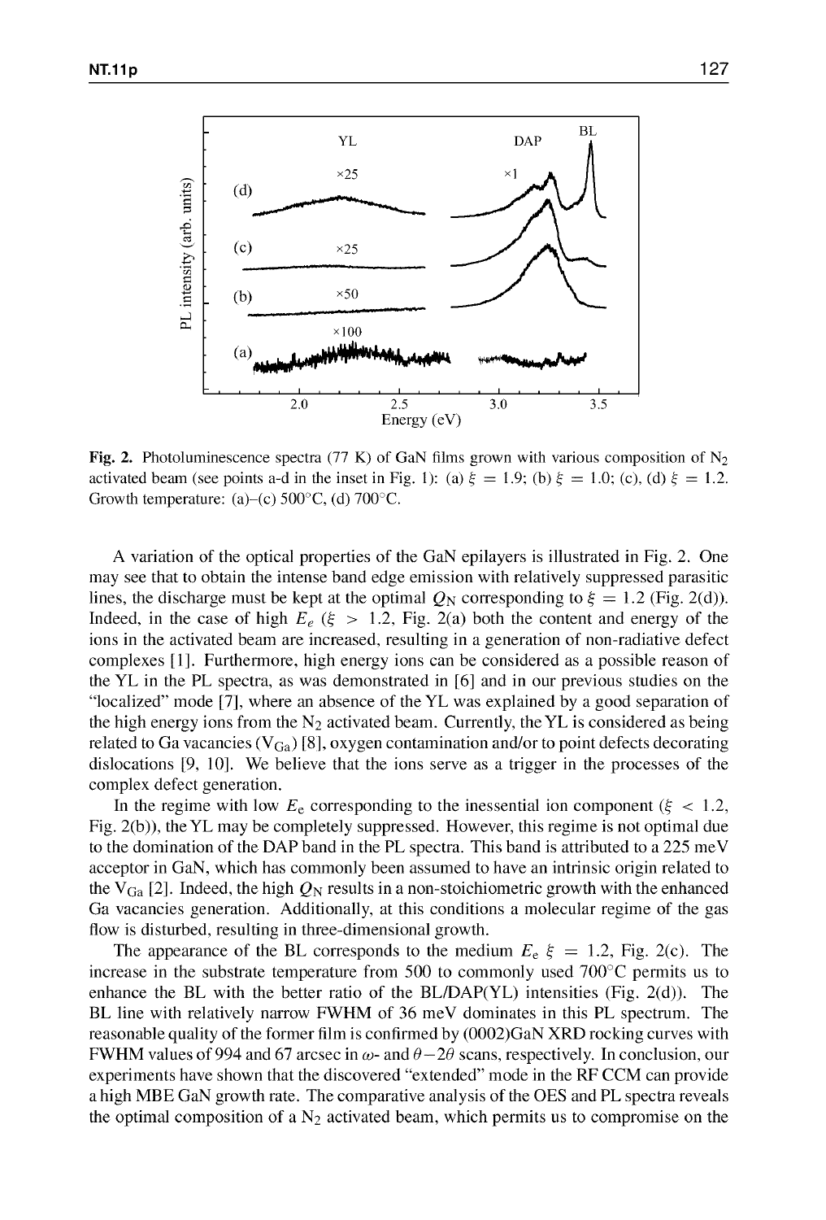**Fig. 2.** Photoluminescence spectra (77 K) of GaN films grown with various composition of $N_2$ activated beam (see points a-d in the inset in Fig. 1): (a) $\xi = 1.9$; (b) $\xi = 1.0$; (c), (d) $\xi = 1.2$. Growth temperature: (a)–(c) 500°C, (d) 700°C.

A variation of the optical properties of the GaN epilayers is illustrated in Fig. 2. One may see that to obtain the intense band edge emission with relatively suppressed parasitic lines, the discharge must be kept at the optimal $Q_N$ corresponding to $\xi = 1.2$ (Fig. 2(d)). Indeed, in the case of high $E_e$ ($\xi > 1.2$, Fig. 2(a) both the content and energy of the ions in the activated beam are increased, resulting in a generation of non-radiative defect complexes [1]. Furthermore, high energy ions can be considered as a possible reason of the YL in the PL spectra, as was demonstrated in [6] and in our previous studies on the "localized" mode [7], where an absence of the YL was explained by a good separation of the high energy ions from the $N_2$ activated beam. Currently, the YL is considered as being related to Ga vacancies ($V_{Ga}$) [8], oxygen contamination and/or to point defects decorating dislocations [9, 10]. We believe that the ions serve as a trigger in the processes of the complex defect generation.

In the regime with low $E_e$ corresponding to the inessential ion component ($\xi < 1.2$, Fig. 2(b)), the YL may be completely suppressed. However, this regime is not optimal due to the domination of the DAP band in the PL spectra. This band is attributed to a 225 meV acceptor in GaN, which has commonly been assumed to have an intrinsic origin related to the $V_{Ga}$ [2]. Indeed, the high $Q_N$ results in a non-stoichiometric growth with the enhanced Ga vacancies generation. Additionally, at this conditions a molecular regime of the gas flow is disturbed, resulting in three-dimensional growth.

The appearance of the BL corresponds to the medium $E_e$ $\xi = 1.2$, Fig. 2(c). The increase in the substrate temperature from 500 to commonly used 700°C permits us to enhance the BL with the better ratio of the BL/DAP(YL) intensities (Fig. 2(d)). The BL line with relatively narrow FWHM of 36 meV dominates in this PL spectrum. The reasonable quality of the former film is confirmed by (0002)GaN XRD rocking curves with FWHM values of 994 and 67 arcsec in $\omega$- and $\theta-2\theta$ scans, respectively. In conclusion, our experiments have shown that the discovered "extended" mode in the RF CCM can provide a high MBE GaN growth rate. The comparative analysis of the OES and PL spectra reveals the optimal composition of a $N_2$ activated beam, which permits us to compromise on the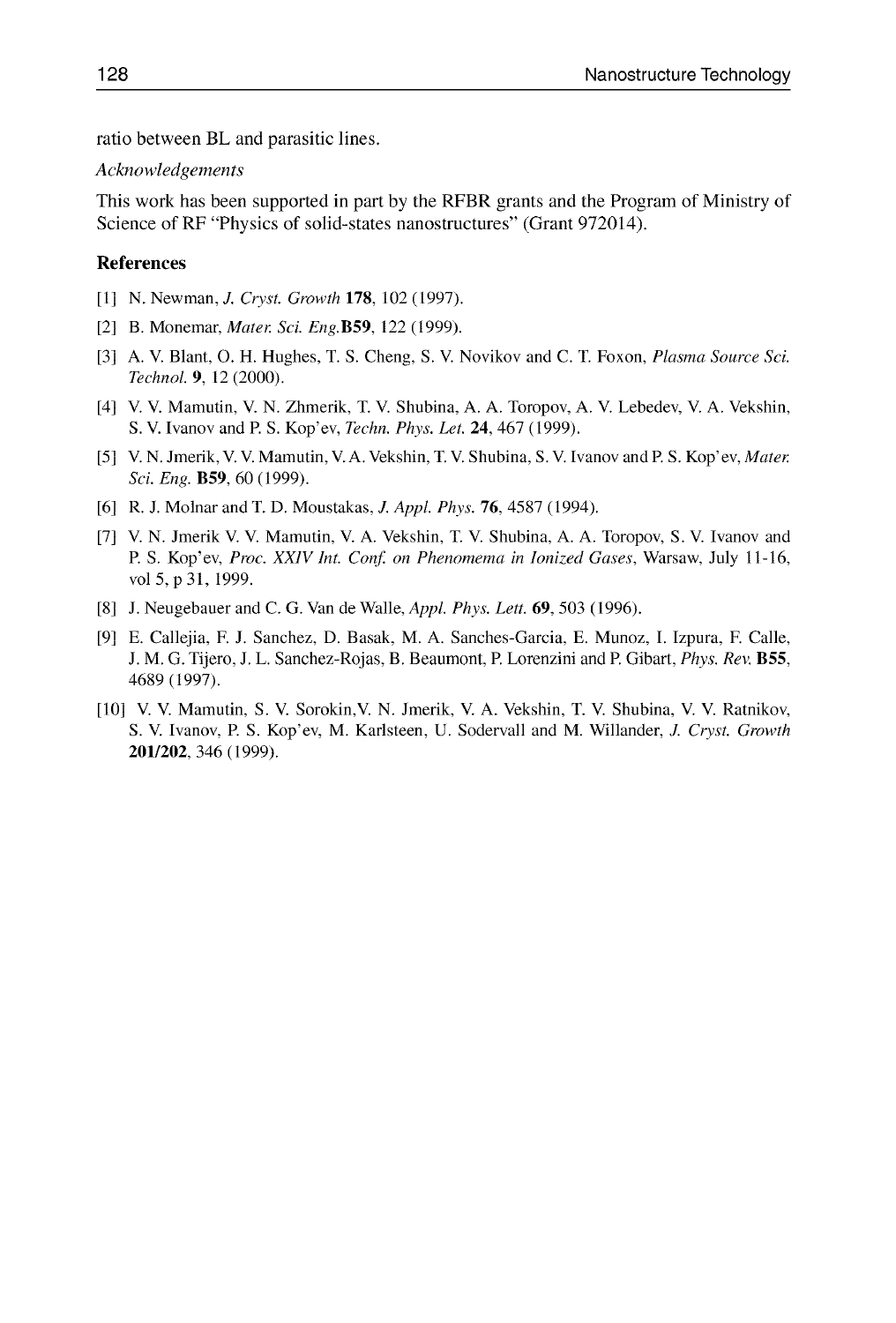ratio between BL and parasitic lines.

*Acknowledgements*

This work has been supported in part by the RFBR grants and the Program of Ministry of Science of RF "Physics of solid-states nanostructures" (Grant 972014).

### References

[1] N. Newman, *J. Cryst. Growth* **178**, 102 (1997).

[2] B. Monemar, *Mater. Sci. Eng.***B59**, 122 (1999).

[3] A. V. Blant, O. H. Hughes, T. S. Cheng, S. V. Novikov and C. T. Foxon, *Plasma Source Sci. Technol.* **9**, 12 (2000).

[4] V. V. Mamutin, V. N. Zhmerik, T. V. Shubina, A. A. Toropov, A. V. Lebedev, V. A. Vekshin, S. V. Ivanov and P. S. Kop'ev, *Techn. Phys. Let.* **24**, 467 (1999).

[5] V. N. Jmerik, V. V. Mamutin, V. A. Vekshin, T. V. Shubina, S. V. Ivanov and P. S. Kop'ev, *Mater. Sci. Eng.* **B59**, 60 (1999).

[6] R. J. Molnar and T. D. Moustakas, *J. Appl. Phys.* **76**, 4587 (1994).

[7] V. N. Jmerik V. V. Mamutin, V. A. Vekshin, T. V. Shubina, A. A. Toropov, S. V. Ivanov and P. S. Kop'ev, *Proc. XXIV Int. Conf. on Phenomema in Ionized Gases*, Warsaw, July 11-16, vol 5, p 31, 1999.

[8] J. Neugebauer and C. G. Van de Walle, *Appl. Phys. Lett.* **69**, 503 (1996).

[9] E. Callejia, F. J. Sanchez, D. Basak, M. A. Sanches-Garcia, E. Munoz, I. Izpura, F. Calle, J. M. G. Tijero, J. L. Sanchez-Rojas, B. Beaumont, P. Lorenzini and P. Gibart, *Phys. Rev.* **B55**, 4689 (1997).

[10] V. V. Mamutin, S. V. Sorokin,V. N. Jmerik, V. A. Vekshin, T. V. Shubina, V. V. Ratnikov, S. V. Ivanov, P. S. Kop'ev, M. Karlsteen, U. Sodervall and M. Willander, *J. Cryst. Growth* **201/202**, 346 (1999).